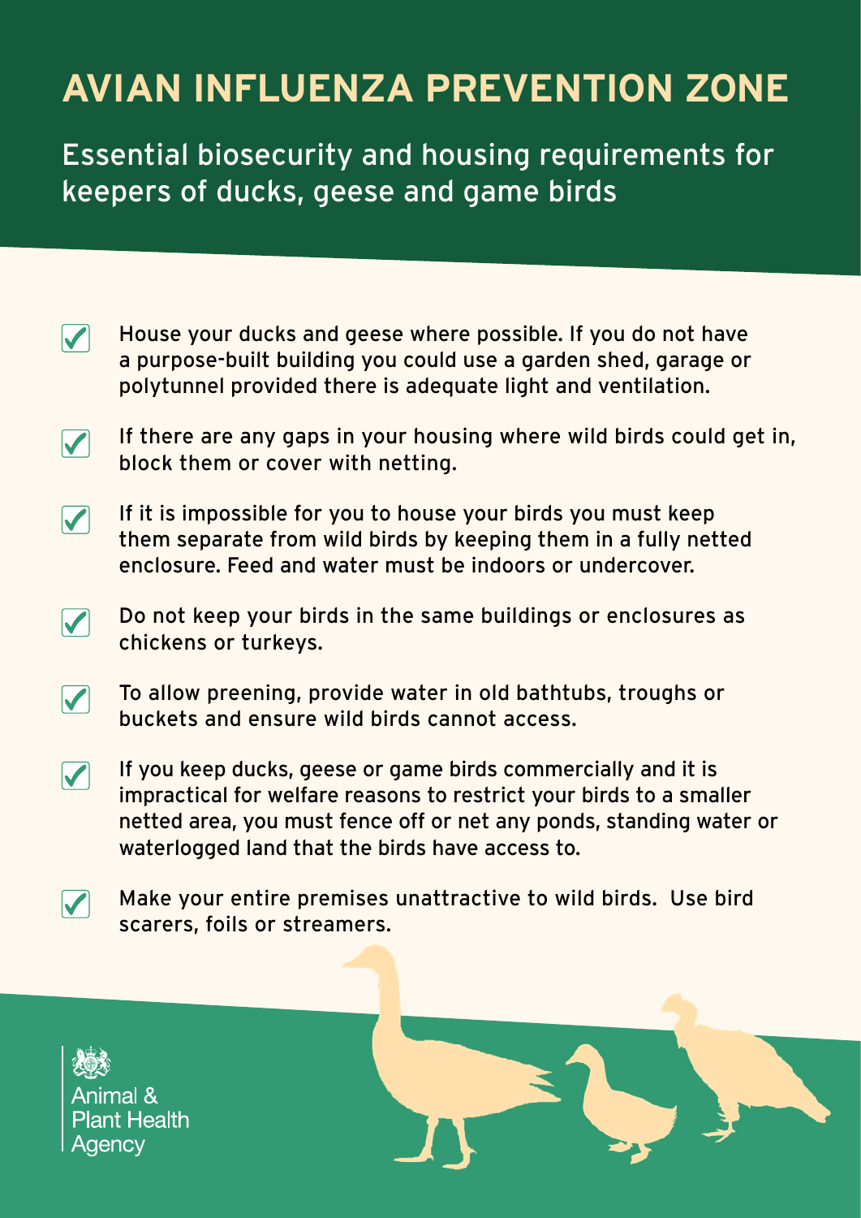# AVIAN INFLUENZA PREVENTION ZONE

## Essential biosecurity and housing requirements for keepers of ducks, geese and game birds

- ☑ House your ducks and geese where possible. If you do not have a purpose-built building you could use a garden shed, garage or polytunnel provided there is adequate light and ventilation.
- ☑ If there are any gaps in your housing where wild birds could get in, block them or cover with netting.
- ☑ If it is impossible for you to house your birds you must keep them separate from wild birds by keeping them in a fully netted enclosure. Feed and water must be indoors or undercover.
- ☑ Do not keep your birds in the same buildings or enclosures as chickens or turkeys.
- ☑ To allow preening, provide water in old bathtubs, troughs or buckets and ensure wild birds cannot access.
- ☑ If you keep ducks, geese or game birds commercially and it is impractical for welfare reasons to restrict your birds to a smaller netted area, you must fence off or net any ponds, standing water or waterlogged land that the birds have access to.
- ☑ Make your entire premises unattractive to wild birds. Use bird scarers, foils or streamers.

Animal & Plant Health Agency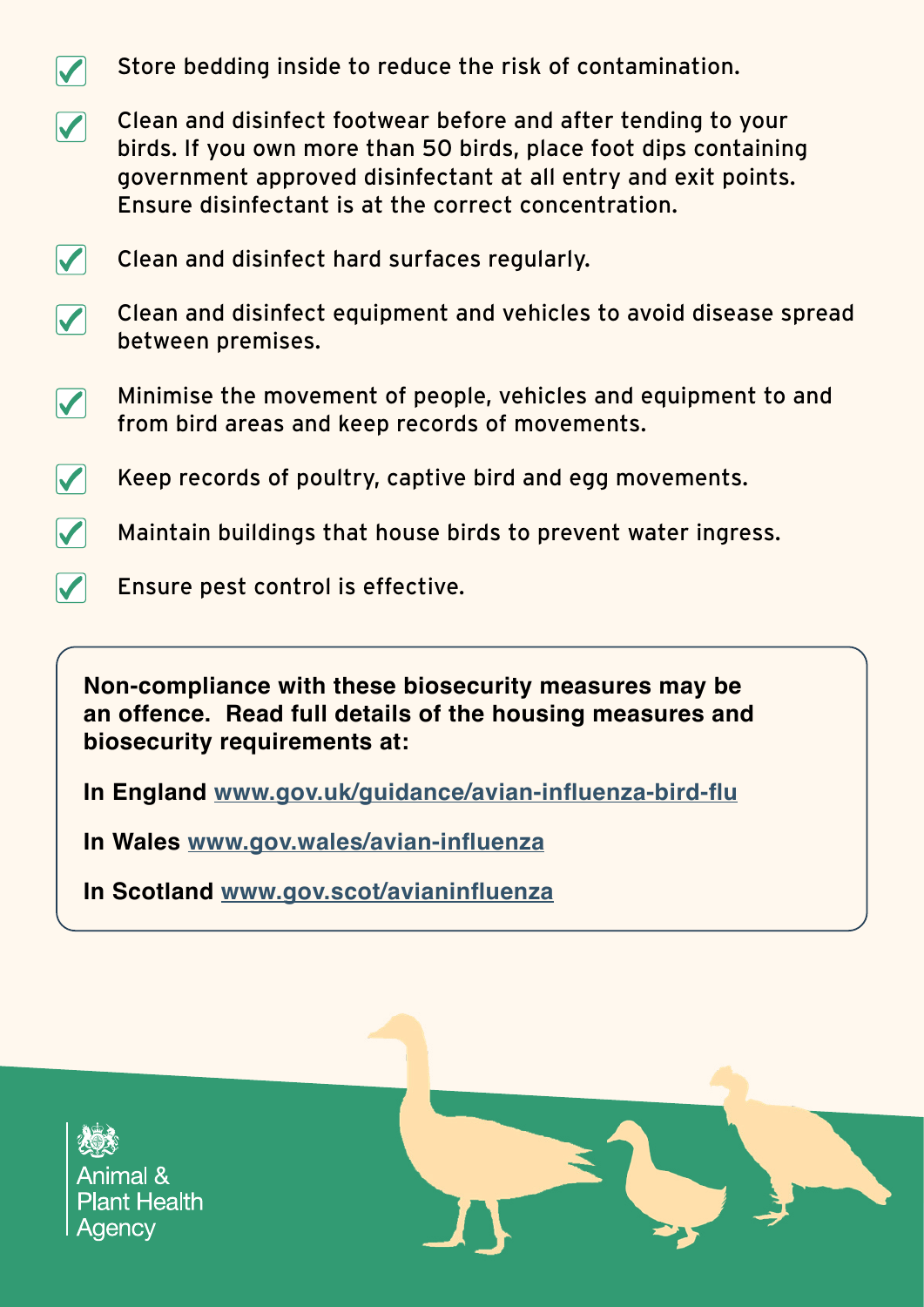- Store bedding inside to reduce the risk of contamination.
- Clean and disinfect footwear before and after tending to your birds. If you own more than 50 birds, place foot dips containing government approved disinfectant at all entry and exit points. Ensure disinfectant is at the correct concentration.
- Clean and disinfect hard surfaces regularly.
- Clean and disinfect equipment and vehicles to avoid disease spread between premises.
- Minimise the movement of people, vehicles and equipment to and from bird areas and keep records of movements.
- Keep records of poultry, captive bird and egg movements.
- Maintain buildings that house birds to prevent water ingress.
- Ensure pest control is effective.

**Non-compliance with these biosecurity measures may be an offence. Read full details of the housing measures and biosecurity requirements at:**

**In England** [www.gov.uk/guidance/avian-influenza-bird-flu](http://www.gov.uk/guidance/avian-influenza-bird-flu)

**In Wales** [www.gov.wales/avian-influenza](http://www.gov.wales/avian-influenza)

**In Scotland** [www.gov.scot/avianinfluenza](http://www.gov.scot/avianinfluenza)

Animal & Plant Health Agency